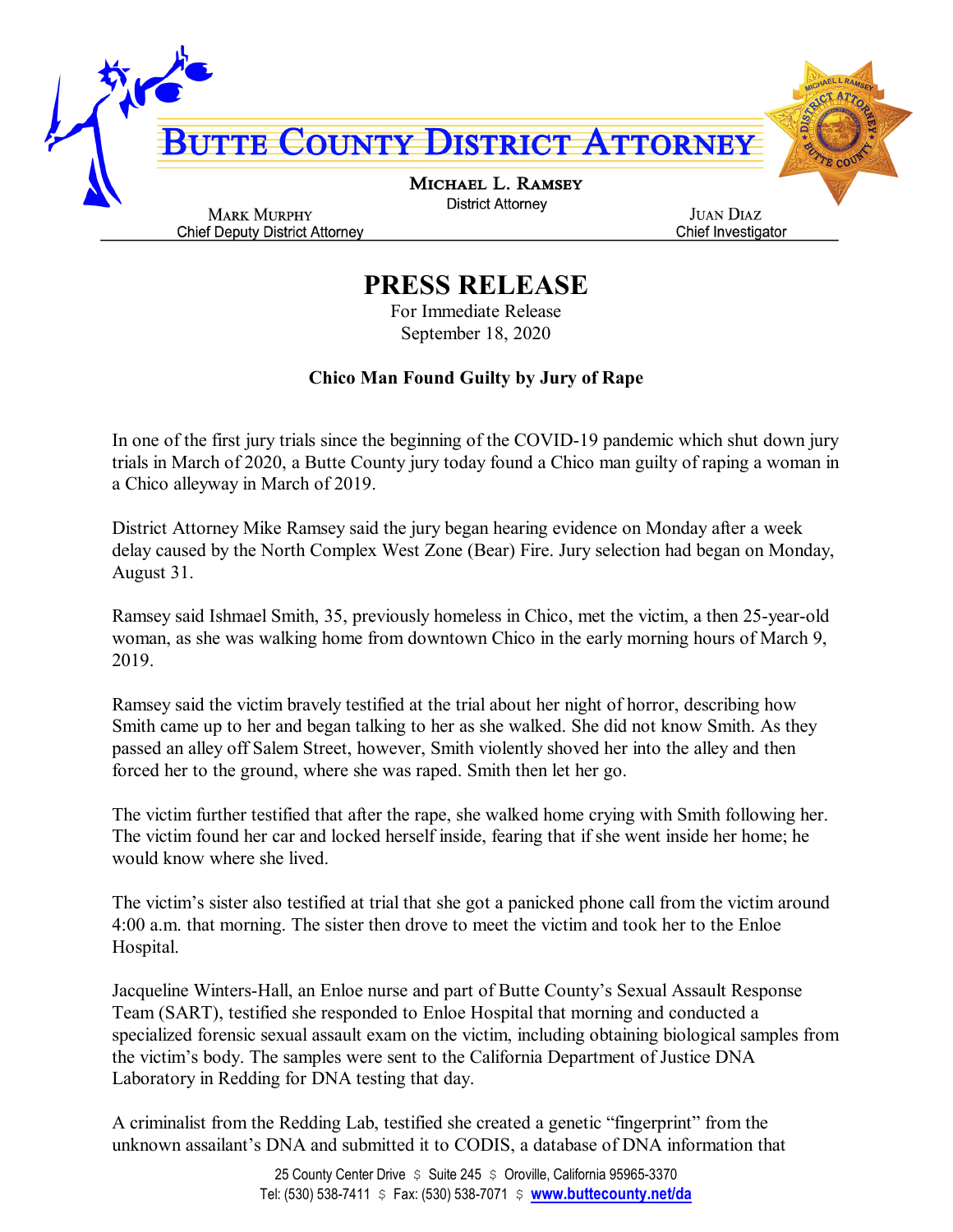# Butte County District Attorney

**Michael L. Ramsey**
District Attorney

**Mark Murphy**
Chief Deputy District Attorney

**Juan Diaz**
Chief Investigator

## PRESS RELEASE

For Immediate Release
September 18, 2020

### Chico Man Found Guilty by Jury of Rape

In one of the first jury trials since the beginning of the COVID-19 pandemic which shut down jury trials in March of 2020, a Butte County jury today found a Chico man guilty of raping a woman in a Chico alleyway in March of 2019.

District Attorney Mike Ramsey said the jury began hearing evidence on Monday after a week delay caused by the North Complex West Zone (Bear) Fire. Jury selection had began on Monday, August 31.

Ramsey said Ishmael Smith, 35, previously homeless in Chico, met the victim, a then 25-year-old woman, as she was walking home from downtown Chico in the early morning hours of March 9, 2019.

Ramsey said the victim bravely testified at the trial about her night of horror, describing how Smith came up to her and began talking to her as she walked. She did not know Smith. As they passed an alley off Salem Street, however, Smith violently shoved her into the alley and then forced her to the ground, where she was raped. Smith then let her go.

The victim further testified that after the rape, she walked home crying with Smith following her. The victim found her car and locked herself inside, fearing that if she went inside her home; he would know where she lived.

The victim's sister also testified at trial that she got a panicked phone call from the victim around 4:00 a.m. that morning. The sister then drove to meet the victim and took her to the Enloe Hospital.

Jacqueline Winters-Hall, an Enloe nurse and part of Butte County's Sexual Assault Response Team (SART), testified she responded to Enloe Hospital that morning and conducted a specialized forensic sexual assault exam on the victim, including obtaining biological samples from the victim's body. The samples were sent to the California Department of Justice DNA Laboratory in Redding for DNA testing that day.

A criminalist from the Redding Lab, testified she created a genetic "fingerprint" from the unknown assailant's DNA and submitted it to CODIS, a database of DNA information that

25 County Center Drive $ Suite 245 $ Oroville, California 95965-3370
Tel: (530) 538-7411 $ Fax: (530) 538-7071 $ www.buttecounty.net/da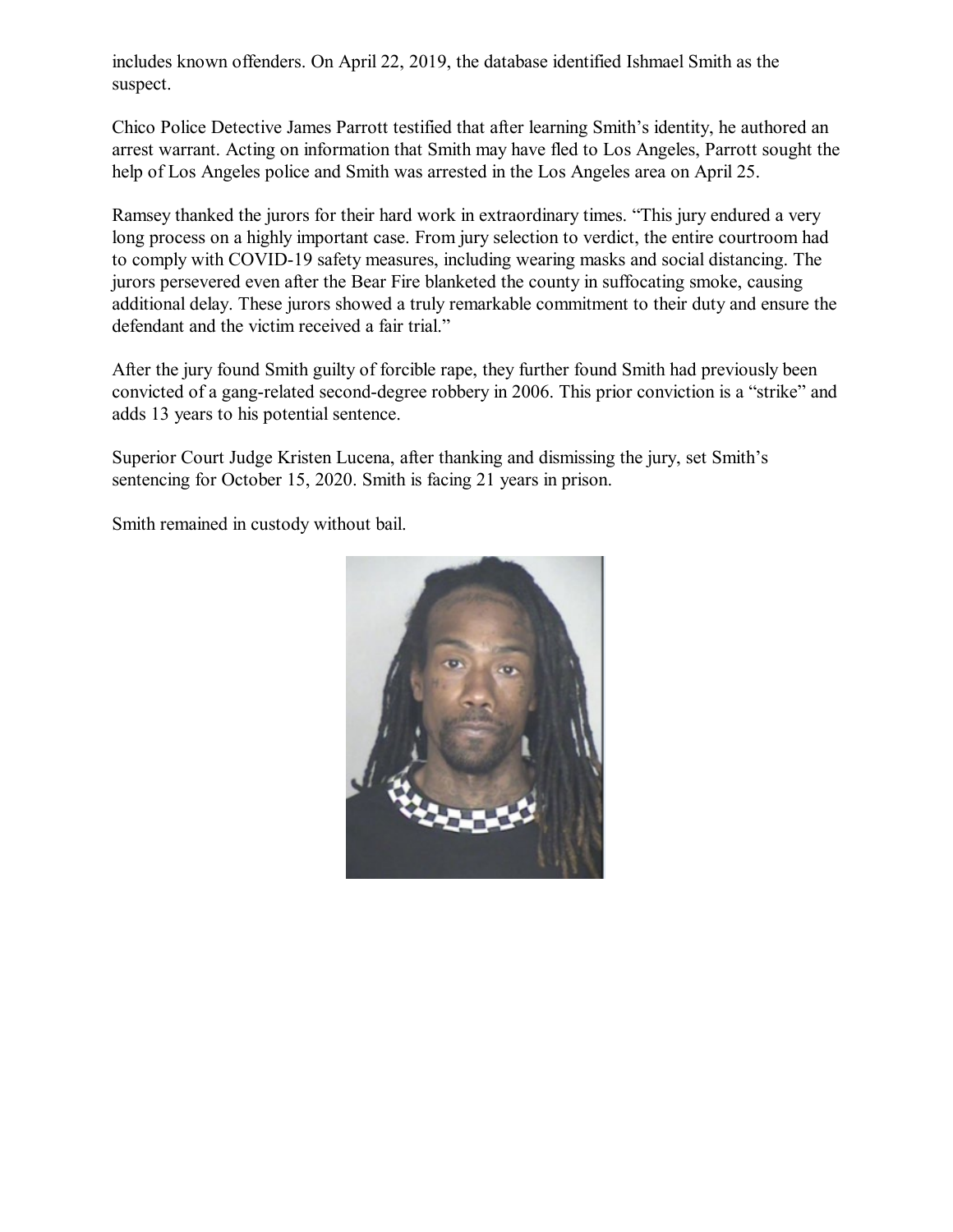includes known offenders. On April 22, 2019, the database identified Ishmael Smith as the suspect.

Chico Police Detective James Parrott testified that after learning Smith's identity, he authored an arrest warrant. Acting on information that Smith may have fled to Los Angeles, Parrott sought the help of Los Angeles police and Smith was arrested in the Los Angeles area on April 25.

Ramsey thanked the jurors for their hard work in extraordinary times. "This jury endured a very long process on a highly important case. From jury selection to verdict, the entire courtroom had to comply with COVID-19 safety measures, including wearing masks and social distancing. The jurors persevered even after the Bear Fire blanketed the county in suffocating smoke, causing additional delay. These jurors showed a truly remarkable commitment to their duty and ensure the defendant and the victim received a fair trial."

After the jury found Smith guilty of forcible rape, they further found Smith had previously been convicted of a gang-related second-degree robbery in 2006. This prior conviction is a "strike" and adds 13 years to his potential sentence.

Superior Court Judge Kristen Lucena, after thanking and dismissing the jury, set Smith's sentencing for October 15, 2020. Smith is facing 21 years in prison.

Smith remained in custody without bail.